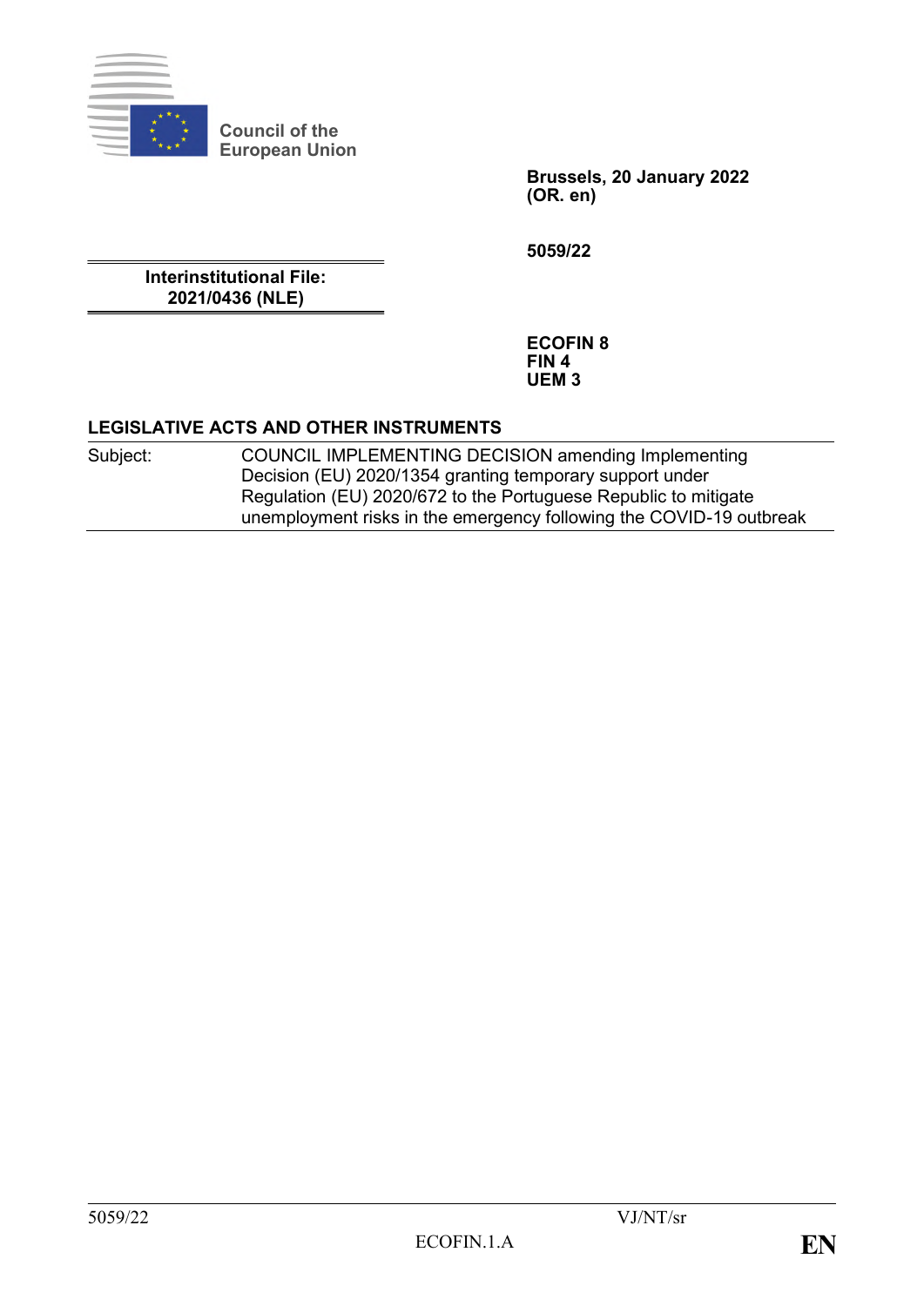Council of the European Union

**Brussels, 20 January 2022**
**(OR. en)**

**5059/22**

**Interinstitutional File:**
**2021/0436 (NLE)**

**ECOFIN 8**
**FIN 4**
**UEM 3**

**LEGISLATIVE ACTS AND OTHER INSTRUMENTS**

| Subject: | COUNCIL IMPLEMENTING DECISION amending Implementing Decision (EU) 2020/1354 granting temporary support under Regulation (EU) 2020/672 to the Portuguese Republic to mitigate unemployment risks in the emergency following the COVID-19 outbreak |
|---|---|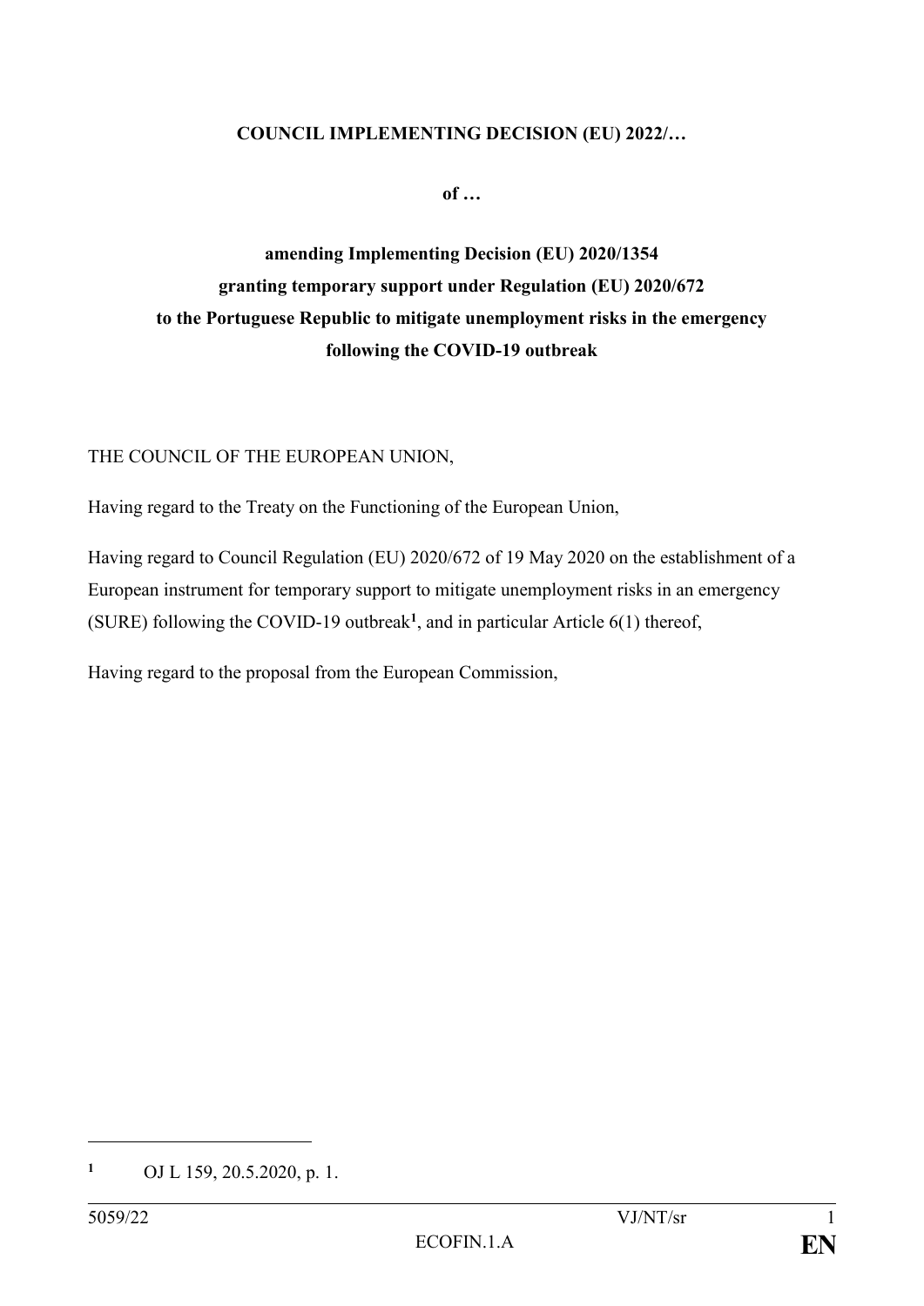**COUNCIL IMPLEMENTING DECISION (EU) 2022/…**

**of …**

**amending Implementing Decision (EU) 2020/1354 granting temporary support under Regulation (EU) 2020/672 to the Portuguese Republic to mitigate unemployment risks in the emergency following the COVID-19 outbreak**

THE COUNCIL OF THE EUROPEAN UNION,

Having regard to the Treaty on the Functioning of the European Union,

Having regard to Council Regulation (EU) 2020/672 of 19 May 2020 on the establishment of a European instrument for temporary support to mitigate unemployment risks in an emergency (SURE) following the COVID-19 outbreak[1], and in particular Article 6(1) thereof,

Having regard to the proposal from the European Commission,

[1] OJ L 159, 20.5.2020, p. 1.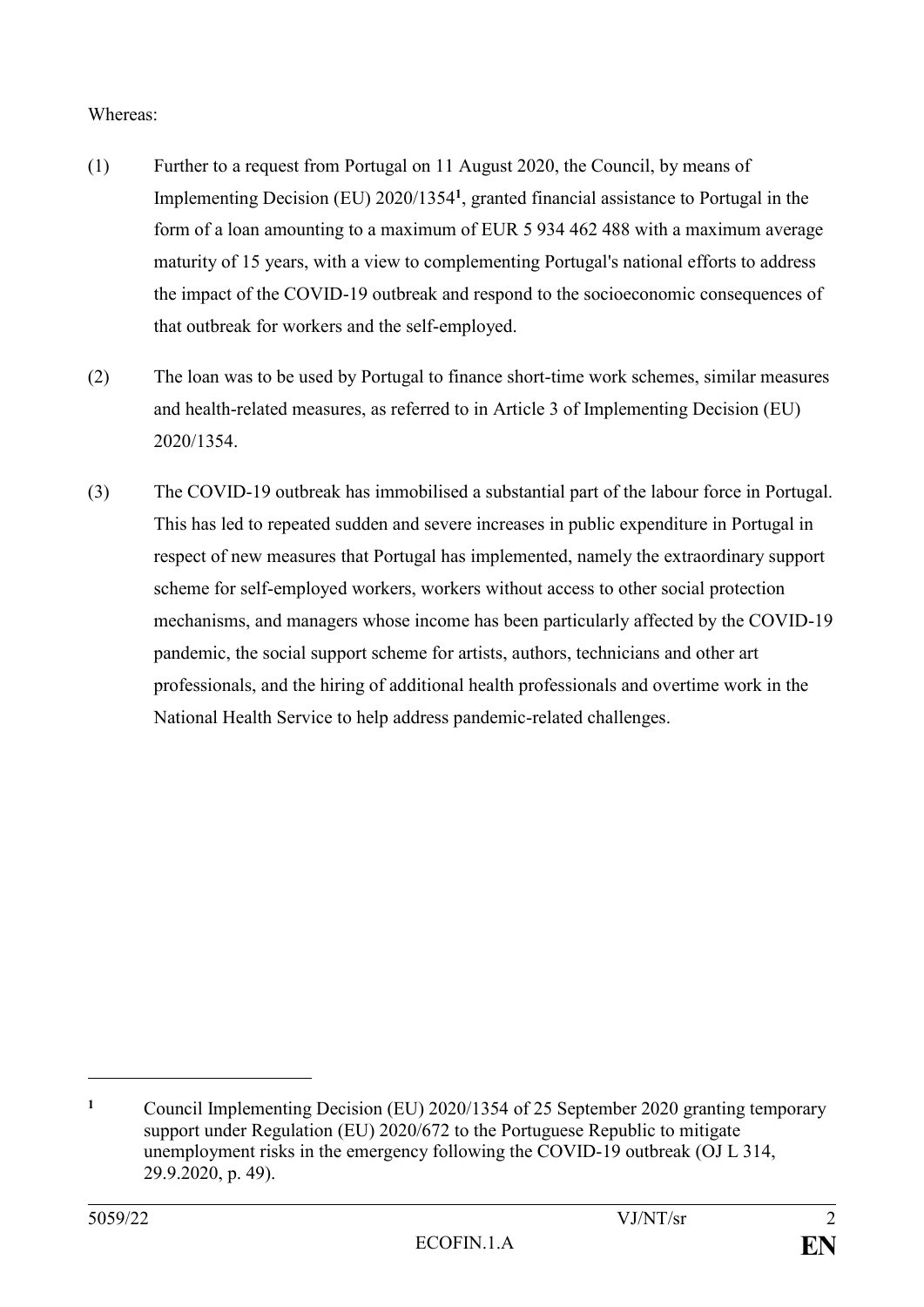Whereas:

(1) Further to a request from Portugal on 11 August 2020, the Council, by means of Implementing Decision (EU) 2020/1354[1], granted financial assistance to Portugal in the form of a loan amounting to a maximum of EUR 5 934 462 488 with a maximum average maturity of 15 years, with a view to complementing Portugal's national efforts to address the impact of the COVID-19 outbreak and respond to the socioeconomic consequences of that outbreak for workers and the self-employed.

(2) The loan was to be used by Portugal to finance short-time work schemes, similar measures and health-related measures, as referred to in Article 3 of Implementing Decision (EU) 2020/1354.

(3) The COVID-19 outbreak has immobilised a substantial part of the labour force in Portugal. This has led to repeated sudden and severe increases in public expenditure in Portugal in respect of new measures that Portugal has implemented, namely the extraordinary support scheme for self-employed workers, workers without access to other social protection mechanisms, and managers whose income has been particularly affected by the COVID-19 pandemic, the social support scheme for artists, authors, technicians and other art professionals, and the hiring of additional health professionals and overtime work in the National Health Service to help address pandemic-related challenges.

---

[1] Council Implementing Decision (EU) 2020/1354 of 25 September 2020 granting temporary support under Regulation (EU) 2020/672 to the Portuguese Republic to mitigate unemployment risks in the emergency following the COVID-19 outbreak (OJ L 314, 29.9.2020, p. 49).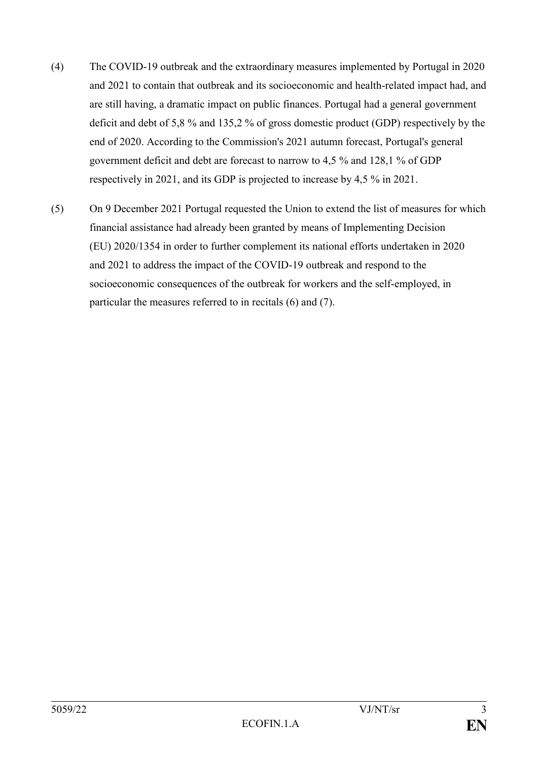(4) The COVID-19 outbreak and the extraordinary measures implemented by Portugal in 2020 and 2021 to contain that outbreak and its socioeconomic and health-related impact had, and are still having, a dramatic impact on public finances. Portugal had a general government deficit and debt of 5,8 % and 135,2 % of gross domestic product (GDP) respectively by the end of 2020. According to the Commission's 2021 autumn forecast, Portugal's general government deficit and debt are forecast to narrow to 4,5 % and 128,1 % of GDP respectively in 2021, and its GDP is projected to increase by 4,5 % in 2021.

(5) On 9 December 2021 Portugal requested the Union to extend the list of measures for which financial assistance had already been granted by means of Implementing Decision (EU) 2020/1354 in order to further complement its national efforts undertaken in 2020 and 2021 to address the impact of the COVID-19 outbreak and respond to the socioeconomic consequences of the outbreak for workers and the self-employed, in particular the measures referred to in recitals (6) and (7).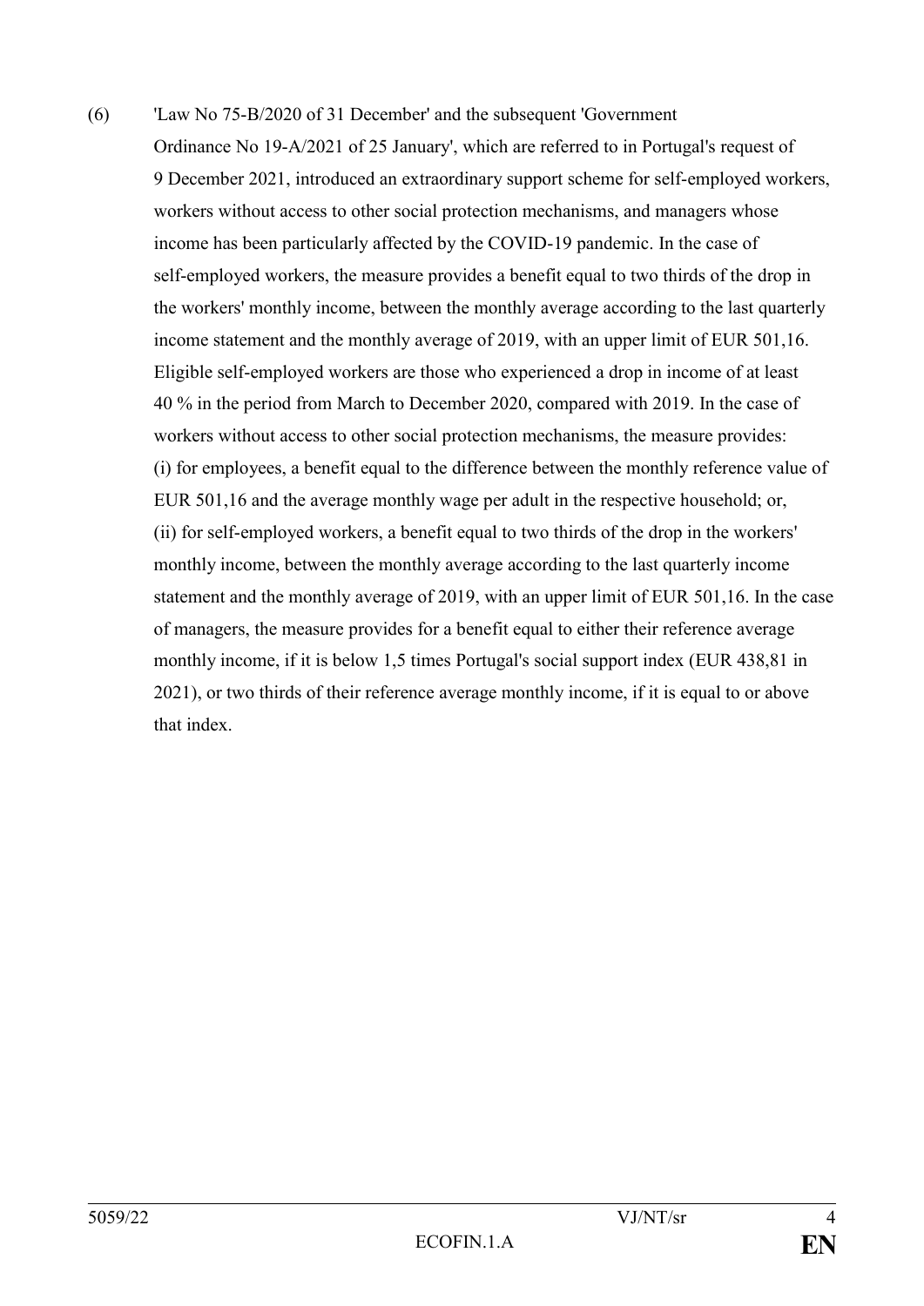(6) 'Law No 75-B/2020 of 31 December' and the subsequent 'Government Ordinance No 19-A/2021 of 25 January', which are referred to in Portugal's request of 9 December 2021, introduced an extraordinary support scheme for self-employed workers, workers without access to other social protection mechanisms, and managers whose income has been particularly affected by the COVID-19 pandemic. In the case of self-employed workers, the measure provides a benefit equal to two thirds of the drop in the workers' monthly income, between the monthly average according to the last quarterly income statement and the monthly average of 2019, with an upper limit of EUR 501,16. Eligible self-employed workers are those who experienced a drop in income of at least 40 % in the period from March to December 2020, compared with 2019. In the case of workers without access to other social protection mechanisms, the measure provides: (i) for employees, a benefit equal to the difference between the monthly reference value of EUR 501,16 and the average monthly wage per adult in the respective household; or, (ii) for self-employed workers, a benefit equal to two thirds of the drop in the workers' monthly income, between the monthly average according to the last quarterly income statement and the monthly average of 2019, with an upper limit of EUR 501,16. In the case of managers, the measure provides for a benefit equal to either their reference average monthly income, if it is below 1,5 times Portugal's social support index (EUR 438,81 in 2021), or two thirds of their reference average monthly income, if it is equal to or above that index.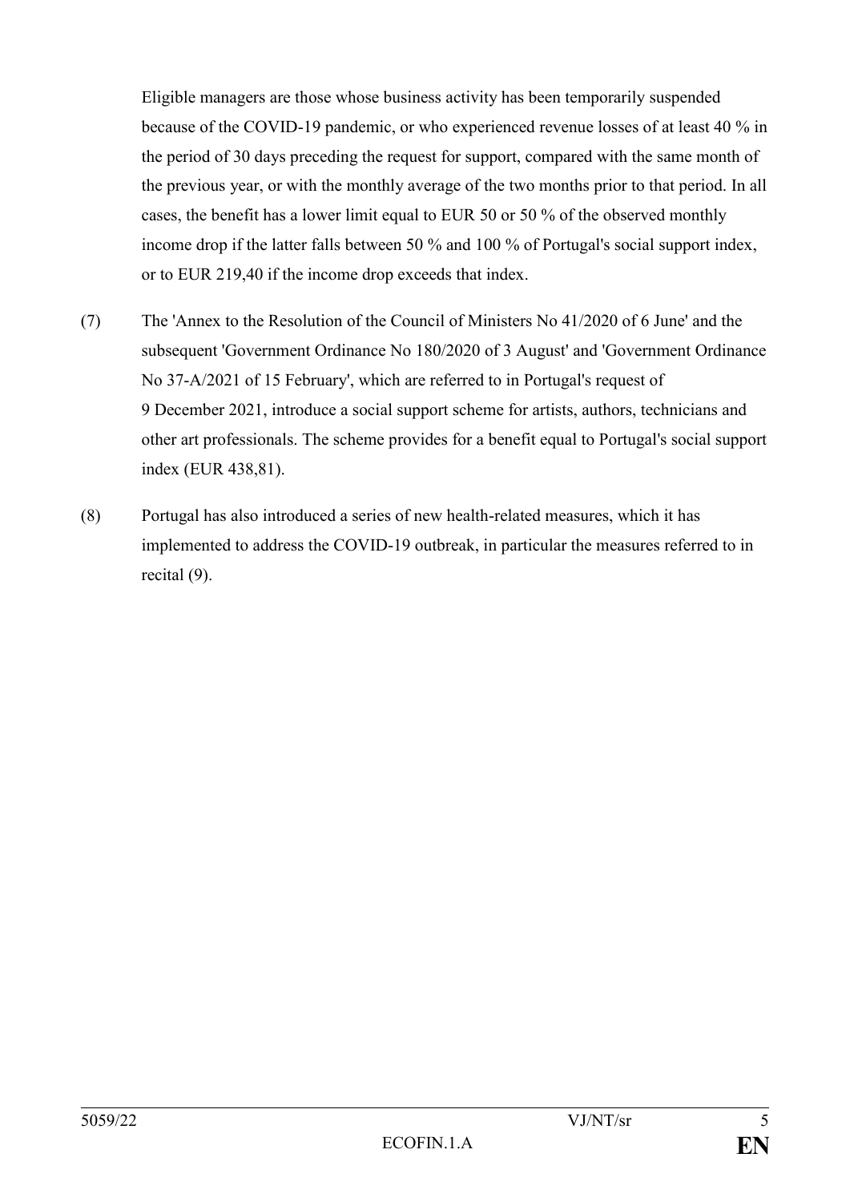Eligible managers are those whose business activity has been temporarily suspended because of the COVID-19 pandemic, or who experienced revenue losses of at least 40 % in the period of 30 days preceding the request for support, compared with the same month of the previous year, or with the monthly average of the two months prior to that period. In all cases, the benefit has a lower limit equal to EUR 50 or 50 % of the observed monthly income drop if the latter falls between 50 % and 100 % of Portugal's social support index, or to EUR 219,40 if the income drop exceeds that index.

(7) The 'Annex to the Resolution of the Council of Ministers No 41/2020 of 6 June' and the subsequent 'Government Ordinance No 180/2020 of 3 August' and 'Government Ordinance No 37-A/2021 of 15 February', which are referred to in Portugal's request of 9 December 2021, introduce a social support scheme for artists, authors, technicians and other art professionals. The scheme provides for a benefit equal to Portugal's social support index (EUR 438,81).

(8) Portugal has also introduced a series of new health-related measures, which it has implemented to address the COVID-19 outbreak, in particular the measures referred to in recital (9).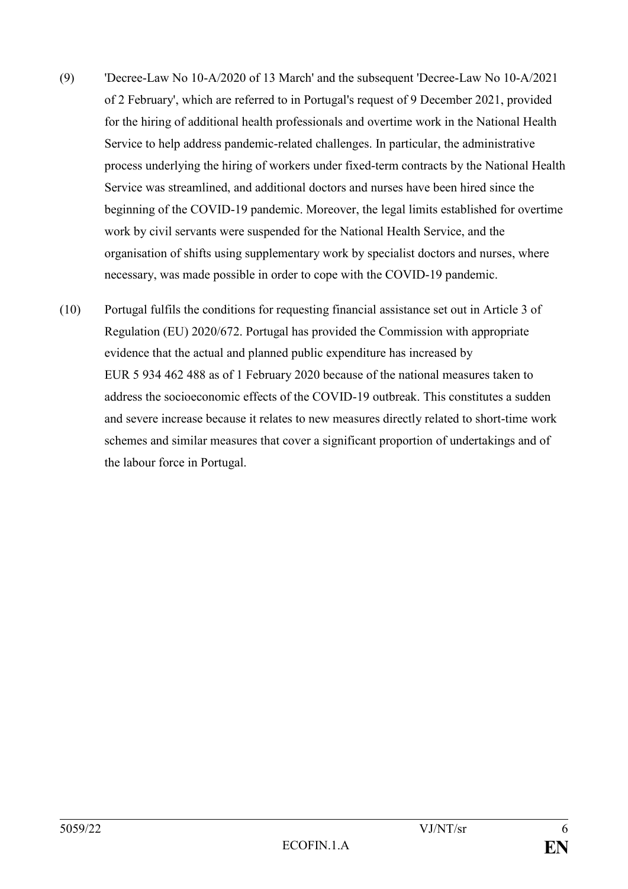(9) 'Decree-Law No 10-A/2020 of 13 March' and the subsequent 'Decree-Law No 10-A/2021 of 2 February', which are referred to in Portugal's request of 9 December 2021, provided for the hiring of additional health professionals and overtime work in the National Health Service to help address pandemic-related challenges. In particular, the administrative process underlying the hiring of workers under fixed-term contracts by the National Health Service was streamlined, and additional doctors and nurses have been hired since the beginning of the COVID-19 pandemic. Moreover, the legal limits established for overtime work by civil servants were suspended for the National Health Service, and the organisation of shifts using supplementary work by specialist doctors and nurses, where necessary, was made possible in order to cope with the COVID-19 pandemic.

(10) Portugal fulfils the conditions for requesting financial assistance set out in Article 3 of Regulation (EU) 2020/672. Portugal has provided the Commission with appropriate evidence that the actual and planned public expenditure has increased by EUR 5 934 462 488 as of 1 February 2020 because of the national measures taken to address the socioeconomic effects of the COVID-19 outbreak. This constitutes a sudden and severe increase because it relates to new measures directly related to short-time work schemes and similar measures that cover a significant proportion of undertakings and of the labour force in Portugal.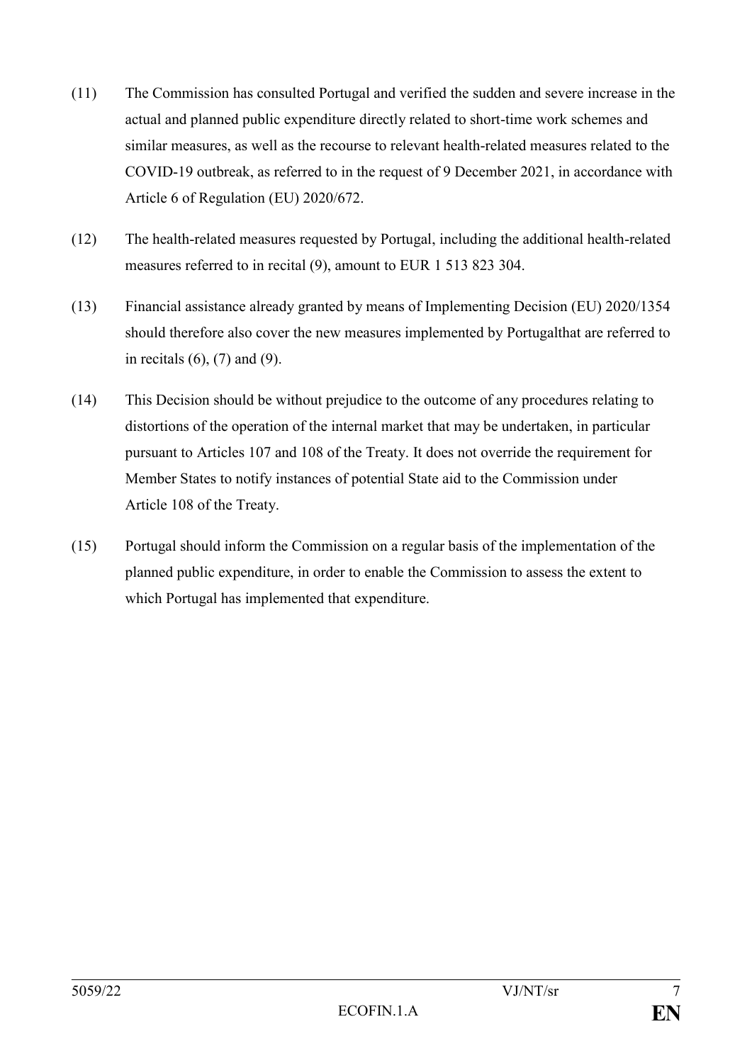(11) The Commission has consulted Portugal and verified the sudden and severe increase in the actual and planned public expenditure directly related to short-time work schemes and similar measures, as well as the recourse to relevant health-related measures related to the COVID-19 outbreak, as referred to in the request of 9 December 2021, in accordance with Article 6 of Regulation (EU) 2020/672.

(12) The health-related measures requested by Portugal, including the additional health-related measures referred to in recital (9), amount to EUR 1 513 823 304.

(13) Financial assistance already granted by means of Implementing Decision (EU) 2020/1354 should therefore also cover the new measures implemented by Portugalthat are referred to in recitals (6), (7) and (9).

(14) This Decision should be without prejudice to the outcome of any procedures relating to distortions of the operation of the internal market that may be undertaken, in particular pursuant to Articles 107 and 108 of the Treaty. It does not override the requirement for Member States to notify instances of potential State aid to the Commission under Article 108 of the Treaty.

(15) Portugal should inform the Commission on a regular basis of the implementation of the planned public expenditure, in order to enable the Commission to assess the extent to which Portugal has implemented that expenditure.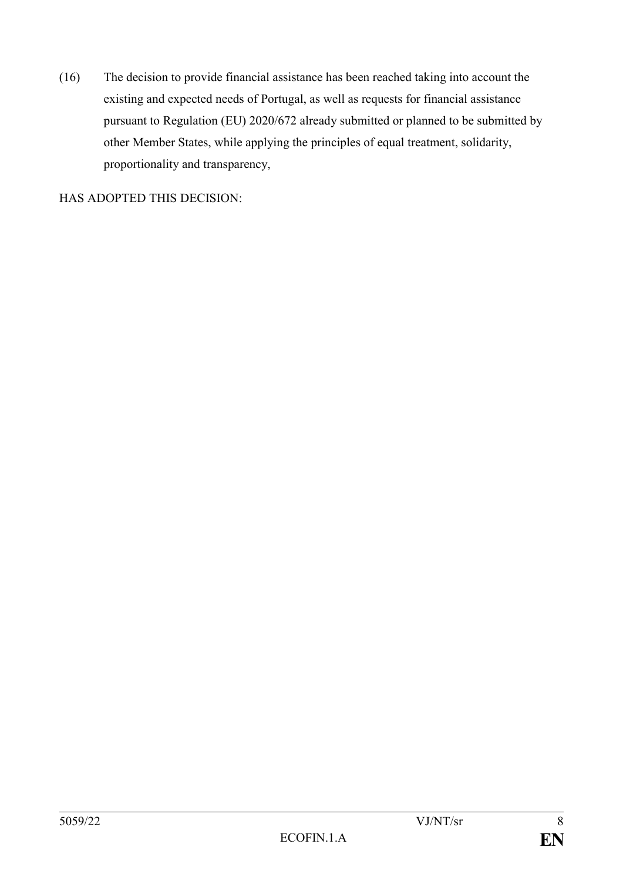(16) The decision to provide financial assistance has been reached taking into account the existing and expected needs of Portugal, as well as requests for financial assistance pursuant to Regulation (EU) 2020/672 already submitted or planned to be submitted by other Member States, while applying the principles of equal treatment, solidarity, proportionality and transparency,

HAS ADOPTED THIS DECISION: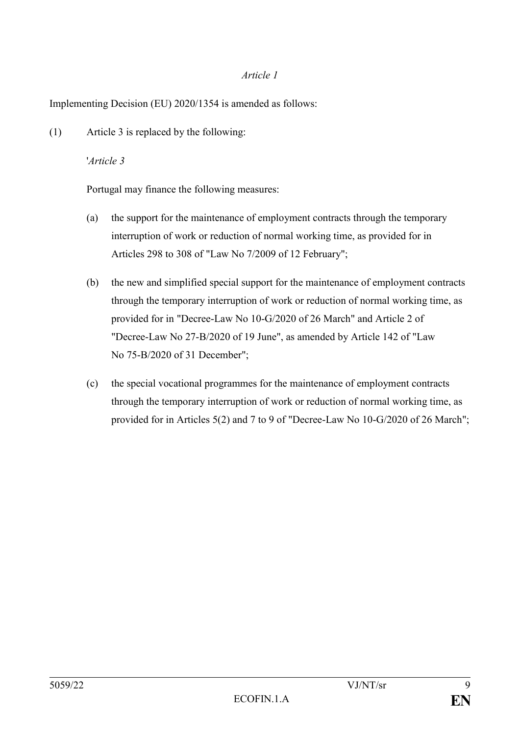*Article 1*

Implementing Decision (EU) 2020/1354 is amended as follows:

(1) Article 3 is replaced by the following:

'*Article 3*

Portugal may finance the following measures:

(a) the support for the maintenance of employment contracts through the temporary interruption of work or reduction of normal working time, as provided for in Articles 298 to 308 of "Law No 7/2009 of 12 February";

(b) the new and simplified special support for the maintenance of employment contracts through the temporary interruption of work or reduction of normal working time, as provided for in "Decree-Law No 10-G/2020 of 26 March" and Article 2 of "Decree-Law No 27-B/2020 of 19 June", as amended by Article 142 of "Law No 75-B/2020 of 31 December";

(c) the special vocational programmes for the maintenance of employment contracts through the temporary interruption of work or reduction of normal working time, as provided for in Articles 5(2) and 7 to 9 of "Decree-Law No 10-G/2020 of 26 March";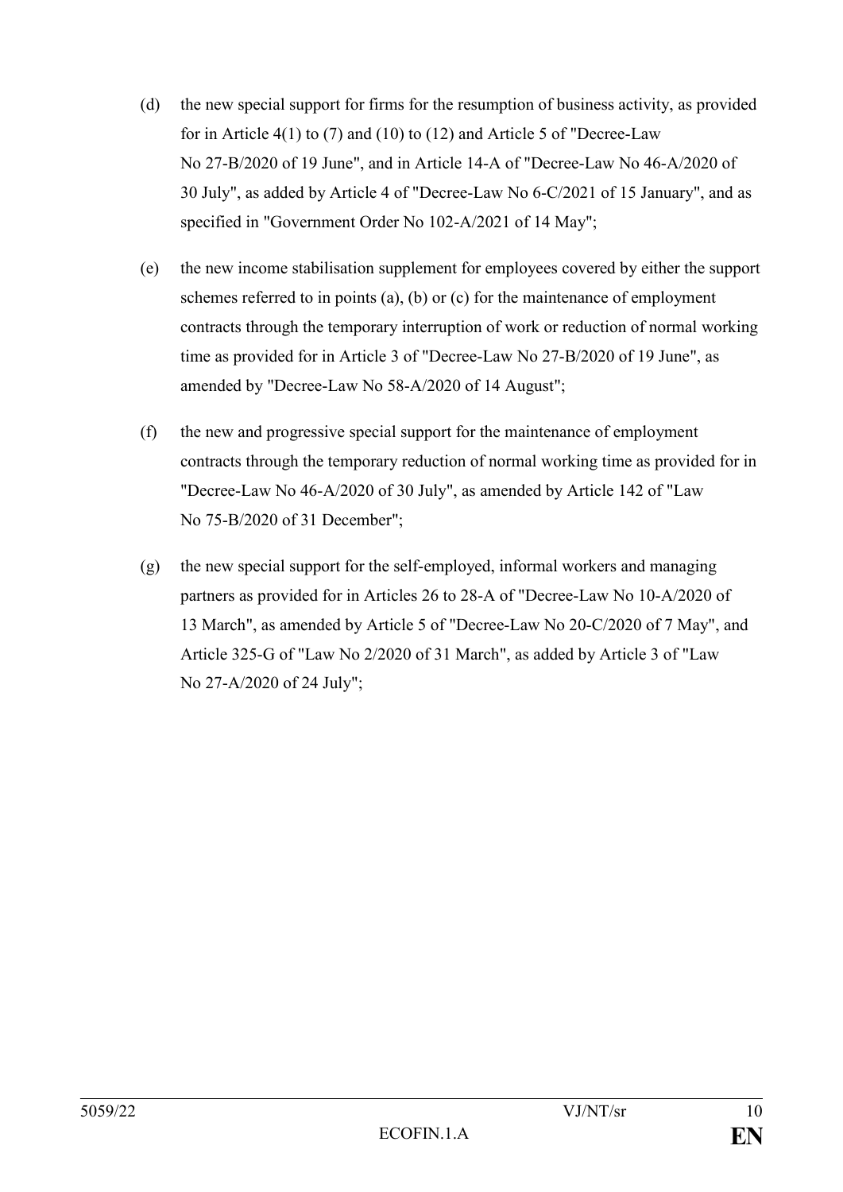(d) the new special support for firms for the resumption of business activity, as provided for in Article 4(1) to (7) and (10) to (12) and Article 5 of "Decree-Law No 27-B/2020 of 19 June", and in Article 14-A of "Decree-Law No 46-A/2020 of 30 July", as added by Article 4 of "Decree-Law No 6-C/2021 of 15 January", and as specified in "Government Order No 102-A/2021 of 14 May";

(e) the new income stabilisation supplement for employees covered by either the support schemes referred to in points (a), (b) or (c) for the maintenance of employment contracts through the temporary interruption of work or reduction of normal working time as provided for in Article 3 of "Decree-Law No 27-B/2020 of 19 June", as amended by "Decree-Law No 58-A/2020 of 14 August";

(f) the new and progressive special support for the maintenance of employment contracts through the temporary reduction of normal working time as provided for in "Decree-Law No 46-A/2020 of 30 July", as amended by Article 142 of "Law No 75-B/2020 of 31 December";

(g) the new special support for the self-employed, informal workers and managing partners as provided for in Articles 26 to 28-A of "Decree-Law No 10-A/2020 of 13 March", as amended by Article 5 of "Decree-Law No 20-C/2020 of 7 May", and Article 325-G of "Law No 2/2020 of 31 March", as added by Article 3 of "Law No 27-A/2020 of 24 July";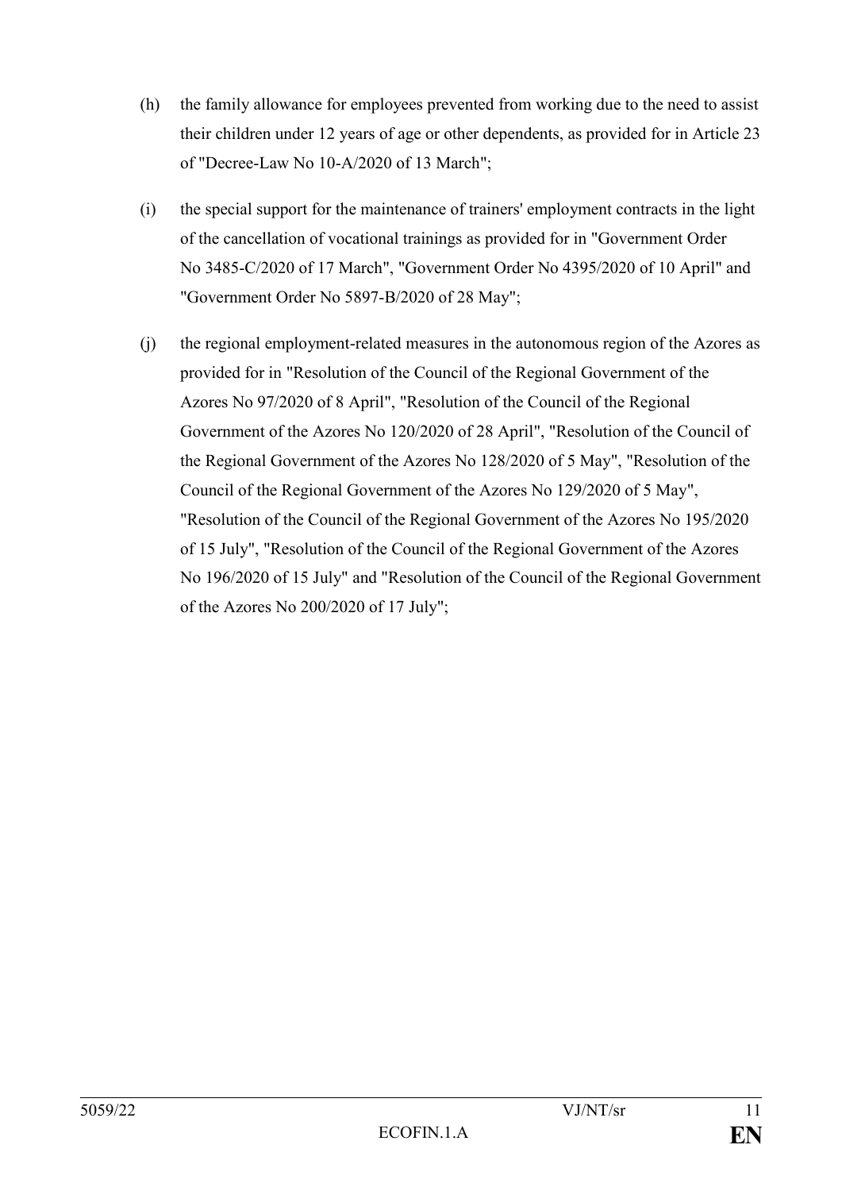(h) the family allowance for employees prevented from working due to the need to assist their children under 12 years of age or other dependents, as provided for in Article 23 of "Decree-Law No 10-A/2020 of 13 March";

(i) the special support for the maintenance of trainers' employment contracts in the light of the cancellation of vocational trainings as provided for in "Government Order No 3485-C/2020 of 17 March", "Government Order No 4395/2020 of 10 April" and "Government Order No 5897-B/2020 of 28 May";

(j) the regional employment-related measures in the autonomous region of the Azores as provided for in "Resolution of the Council of the Regional Government of the Azores No 97/2020 of 8 April", "Resolution of the Council of the Regional Government of the Azores No 120/2020 of 28 April", "Resolution of the Council of the Regional Government of the Azores No 128/2020 of 5 May", "Resolution of the Council of the Regional Government of the Azores No 129/2020 of 5 May", "Resolution of the Council of the Regional Government of the Azores No 195/2020 of 15 July", "Resolution of the Council of the Regional Government of the Azores No 196/2020 of 15 July" and "Resolution of the Council of the Regional Government of the Azores No 200/2020 of 17 July";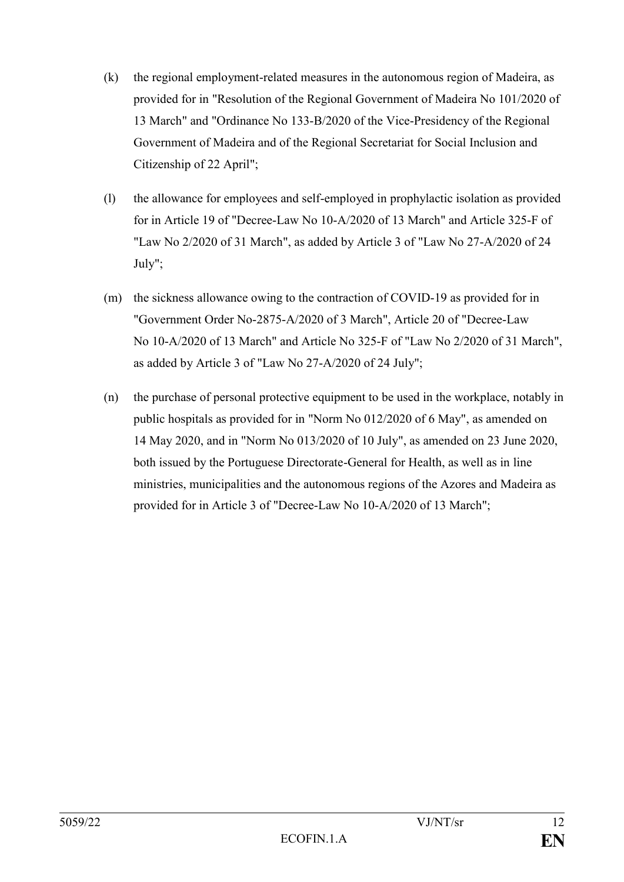(k) the regional employment-related measures in the autonomous region of Madeira, as provided for in "Resolution of the Regional Government of Madeira No 101/2020 of 13 March" and "Ordinance No 133-B/2020 of the Vice-Presidency of the Regional Government of Madeira and of the Regional Secretariat for Social Inclusion and Citizenship of 22 April";

(l) the allowance for employees and self-employed in prophylactic isolation as provided for in Article 19 of "Decree-Law No 10-A/2020 of 13 March" and Article 325-F of "Law No 2/2020 of 31 March", as added by Article 3 of "Law No 27-A/2020 of 24 July";

(m) the sickness allowance owing to the contraction of COVID-19 as provided for in "Government Order No-2875-A/2020 of 3 March", Article 20 of "Decree-Law No 10-A/2020 of 13 March" and Article No 325-F of "Law No 2/2020 of 31 March", as added by Article 3 of "Law No 27-A/2020 of 24 July";

(n) the purchase of personal protective equipment to be used in the workplace, notably in public hospitals as provided for in "Norm No 012/2020 of 6 May", as amended on 14 May 2020, and in "Norm No 013/2020 of 10 July", as amended on 23 June 2020, both issued by the Portuguese Directorate-General for Health, as well as in line ministries, municipalities and the autonomous regions of the Azores and Madeira as provided for in Article 3 of "Decree-Law No 10-A/2020 of 13 March";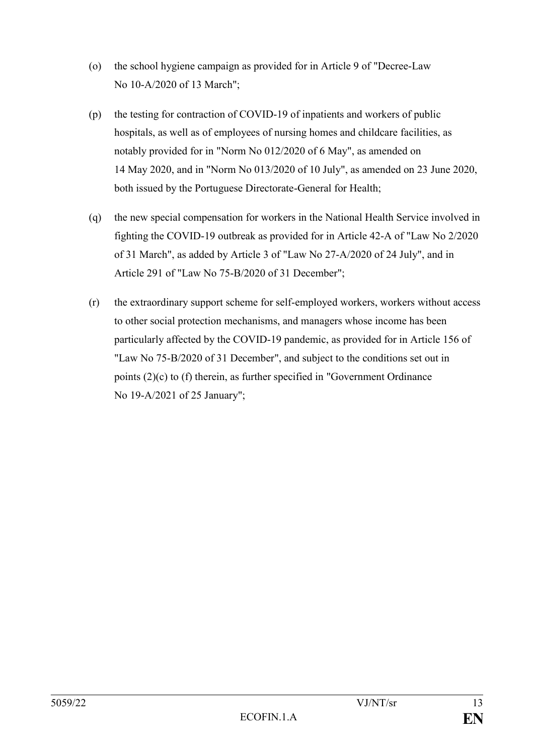(o) the school hygiene campaign as provided for in Article 9 of "Decree-Law No 10-A/2020 of 13 March";

(p) the testing for contraction of COVID-19 of inpatients and workers of public hospitals, as well as of employees of nursing homes and childcare facilities, as notably provided for in "Norm No 012/2020 of 6 May", as amended on 14 May 2020, and in "Norm No 013/2020 of 10 July", as amended on 23 June 2020, both issued by the Portuguese Directorate-General for Health;

(q) the new special compensation for workers in the National Health Service involved in fighting the COVID-19 outbreak as provided for in Article 42-A of "Law No 2/2020 of 31 March", as added by Article 3 of "Law No 27-A/2020 of 24 July", and in Article 291 of "Law No 75-B/2020 of 31 December";

(r) the extraordinary support scheme for self-employed workers, workers without access to other social protection mechanisms, and managers whose income has been particularly affected by the COVID-19 pandemic, as provided for in Article 156 of "Law No 75-B/2020 of 31 December", and subject to the conditions set out in points (2)(c) to (f) therein, as further specified in "Government Ordinance No 19-A/2021 of 25 January";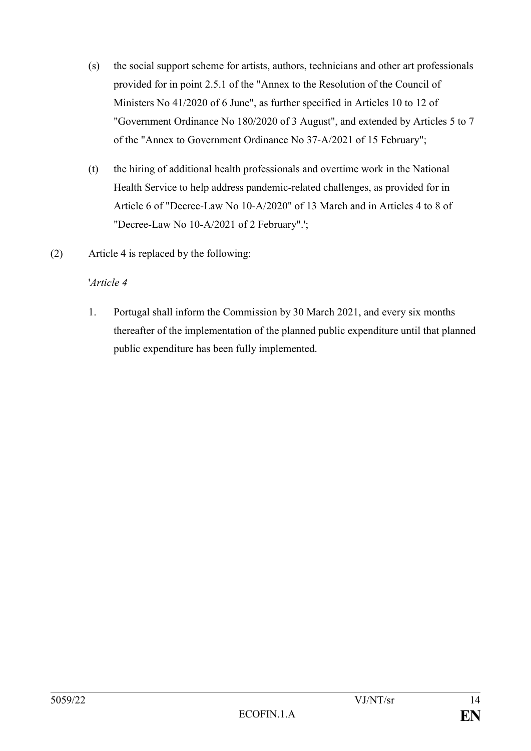(s) the social support scheme for artists, authors, technicians and other art professionals provided for in point 2.5.1 of the "Annex to the Resolution of the Council of Ministers No 41/2020 of 6 June", as further specified in Articles 10 to 12 of "Government Ordinance No 180/2020 of 3 August", and extended by Articles 5 to 7 of the "Annex to Government Ordinance No 37-A/2021 of 15 February";

(t) the hiring of additional health professionals and overtime work in the National Health Service to help address pandemic-related challenges, as provided for in Article 6 of "Decree-Law No 10-A/2020" of 13 March and in Articles 4 to 8 of "Decree-Law No 10-A/2021 of 2 February".';

(2) Article 4 is replaced by the following:

'*Article 4*

1. Portugal shall inform the Commission by 30 March 2021, and every six months thereafter of the implementation of the planned public expenditure until that planned public expenditure has been fully implemented.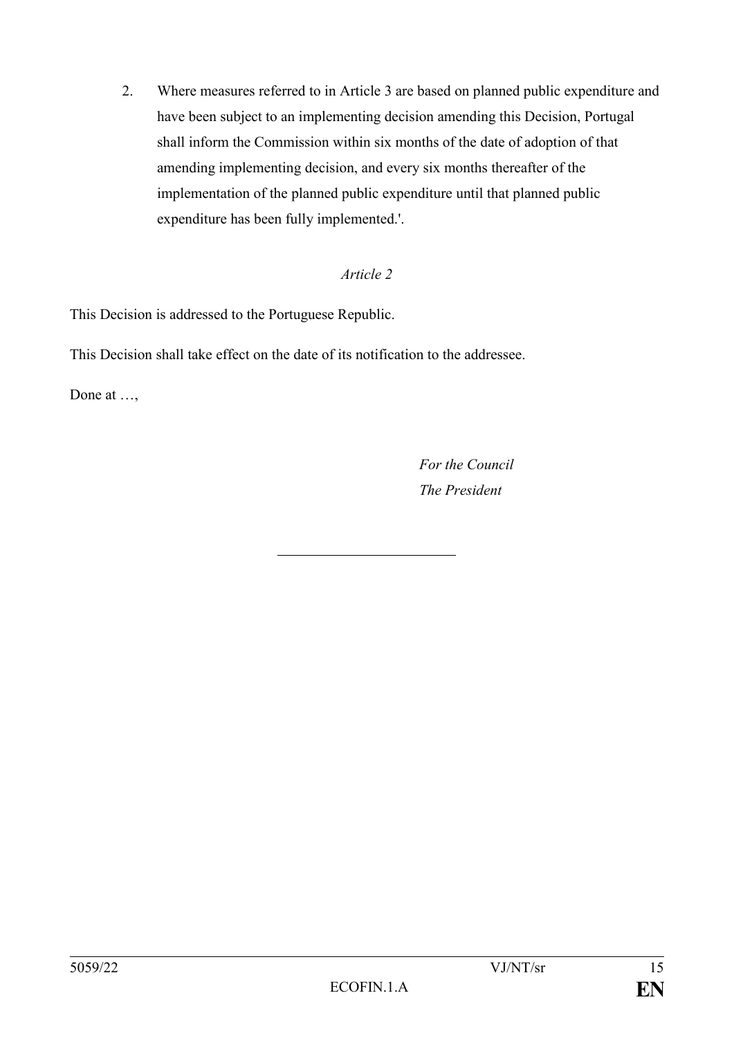2. Where measures referred to in Article 3 are based on planned public expenditure and have been subject to an implementing decision amending this Decision, Portugal shall inform the Commission within six months of the date of adoption of that amending implementing decision, and every six months thereafter of the implementation of the planned public expenditure until that planned public expenditure has been fully implemented.'.

*Article 2*

This Decision is addressed to the Portuguese Republic.

This Decision shall take effect on the date of its notification to the addressee.

Done at …,

*For the Council*
*The President*